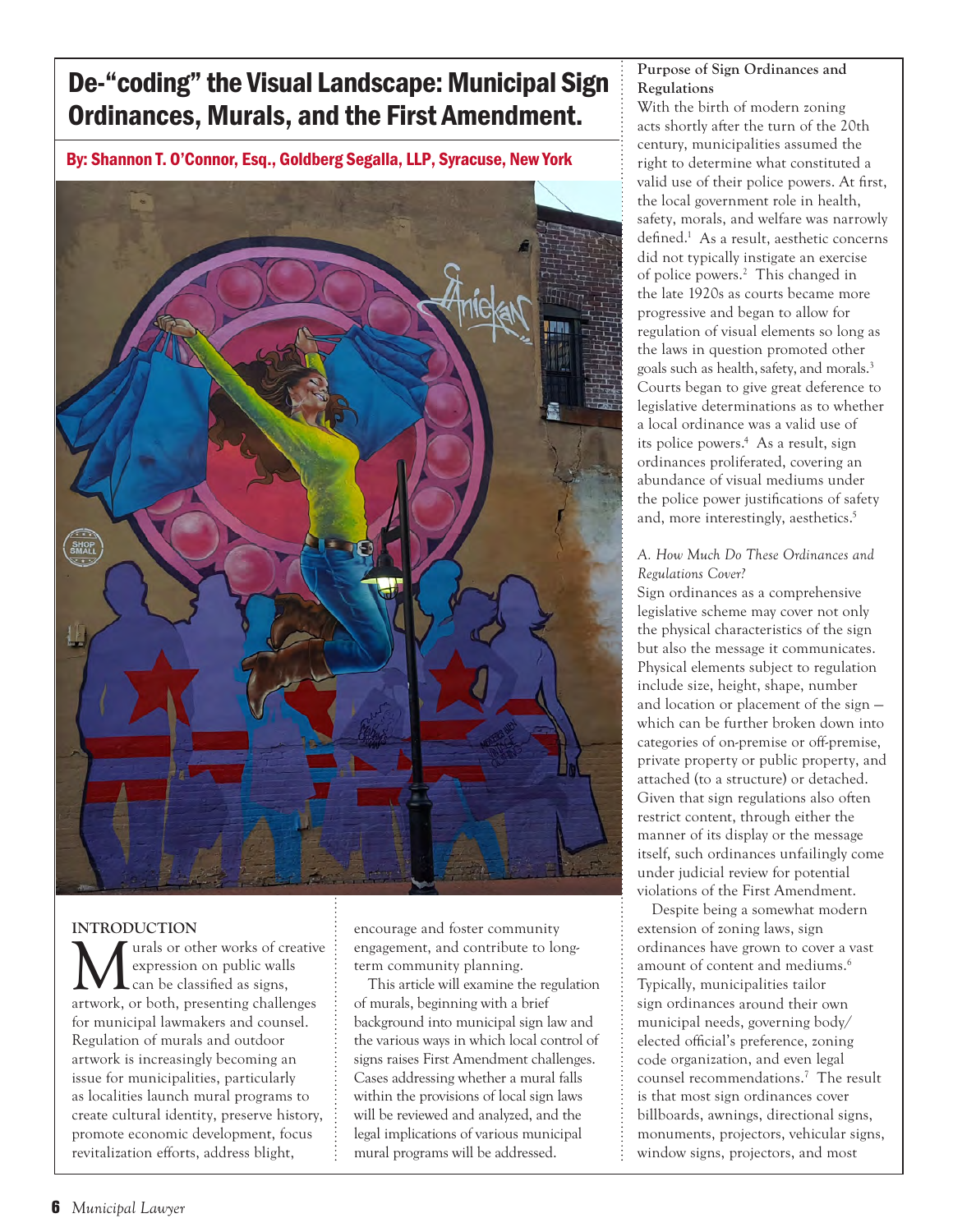# De-"coding" the Visual Landscape: Municipal Sign Ordinances, Murals, and the First Amendment.

**By: Shannon T. O'Connor, Esq., Goldberg Segalla, LLP, Syracuse, New York**

## INTRODUCTION

Murals or other works of creative expression on public walls can be classified as signs, artwork, or both, presenting challenges for municipal lawmakers and counsel. Regulation of murals and outdoor artwork is increasingly becoming an issue for municipalities, particularly as localities launch mural programs to create cultural identity, preserve history, promote economic development, focus revitalization efforts, address blight, encourage and foster community engagement, and contribute to long-term community planning.

This article will examine the regulation of murals, beginning with a brief background into municipal sign law and the various ways in which local control of signs raises First Amendment challenges. Cases addressing whether a mural falls within the provisions of local sign laws will be reviewed and analyzed, and the legal implications of various municipal mural programs will be addressed.

### Purpose of Sign Ordinances and Regulations

With the birth of modern zoning acts shortly after the turn of the 20th century, municipalities assumed the right to determine what constituted a valid use of their police powers. At first, the local government role in health, safety, morals, and welfare was narrowly defined.[1] As a result, aesthetic concerns did not typically instigate an exercise of police powers.[2] This changed in the late 1920s as courts became more progressive and began to allow for regulation of visual elements so long as the laws in question promoted other goals such as health, safety, and morals.[3] Courts began to give great deference to legislative determinations as to whether a local ordinance was a valid use of its police powers.[4] As a result, sign ordinances proliferated, covering an abundance of visual mediums under the police power justifications of safety and, more interestingly, aesthetics.[5]

*A. How Much Do These Ordinances and Regulations Cover?*

Sign ordinances as a comprehensive legislative scheme may cover not only the physical characteristics of the sign but also the message it communicates. Physical elements subject to regulation include size, height, shape, number and location or placement of the sign — which can be further broken down into categories of on-premise or off-premise, private property or public property, and attached (to a structure) or detached. Given that sign regulations also often restrict content, through either the manner of its display or the message itself, such ordinances unfailingly come under judicial review for potential violations of the First Amendment.

Despite being a somewhat modern extension of zoning laws, sign ordinances have grown to cover a vast amount of content and mediums.[6] Typically, municipalities tailor sign ordinances around their own municipal needs, governing body/elected official's preference, zoning code organization, and even legal counsel recommendations.[7] The result is that most sign ordinances cover billboards, awnings, directional signs, monuments, projectors, vehicular signs, window signs, projectors, and most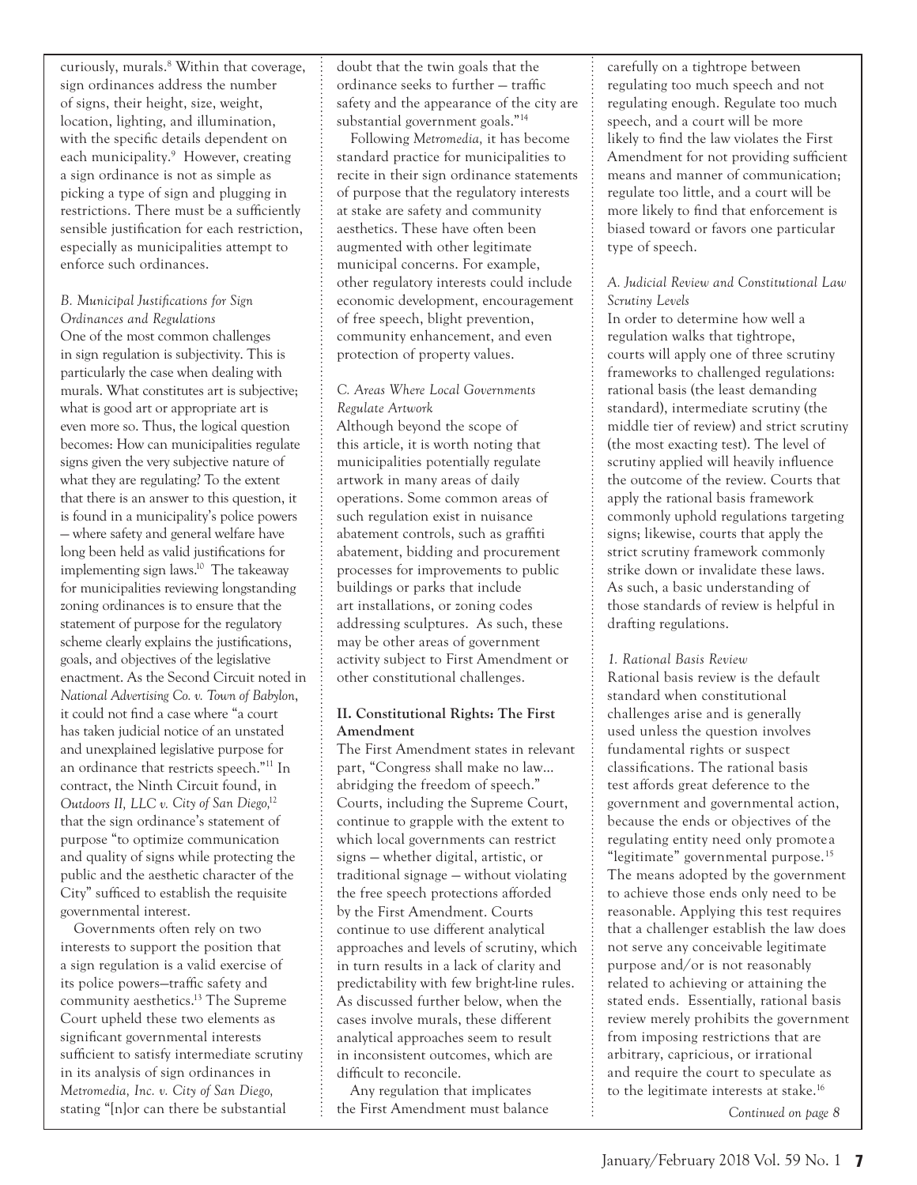curiously, murals.[8] Within that coverage, sign ordinances address the number of signs, their height, size, weight, location, lighting, and illumination, with the specific details dependent on each municipality.[9] However, creating a sign ordinance is not as simple as picking a type of sign and plugging in restrictions. There must be a sufficiently sensible justification for each restriction, especially as municipalities attempt to enforce such ordinances.

*B. Municipal Justifications for Sign Ordinances and Regulations*

One of the most common challenges in sign regulation is subjectivity. This is particularly the case when dealing with murals. What constitutes art is subjective; what is good art or appropriate art is even more so. Thus, the logical question becomes: How can municipalities regulate signs given the very subjective nature of what they are regulating? To the extent that there is an answer to this question, it is found in a municipality's police powers — where safety and general welfare have long been held as valid justifications for implementing sign laws.[10] The takeaway for municipalities reviewing longstanding zoning ordinances is to ensure that the statement of purpose for the regulatory scheme clearly explains the justifications, goals, and objectives of the legislative enactment. As the Second Circuit noted in *National Advertising Co. v. Town of Babylon*, it could not find a case where "a court has taken judicial notice of an unstated and unexplained legislative purpose for an ordinance that restricts speech."[11] In contract, the Ninth Circuit found, in *Outdoors II, LLC v. City of San Diego*,[12] that the sign ordinance's statement of purpose "to optimize communication and quality of signs while protecting the public and the aesthetic character of the City" sufficed to establish the requisite governmental interest.

Governments often rely on two interests to support the position that a sign regulation is a valid exercise of its police powers—traffic safety and community aesthetics.[13] The Supreme Court upheld these two elements as significant governmental interests sufficient to satisfy intermediate scrutiny in its analysis of sign ordinances in *Metromedia, Inc. v. City of San Diego*, stating "[n]or can there be substantial doubt that the twin goals that the ordinance seeks to further — traffic safety and the appearance of the city are substantial government goals."[14]

Following *Metromedia,* it has become standard practice for municipalities to recite in their sign ordinance statements of purpose that the regulatory interests at stake are safety and community aesthetics. These have often been augmented with other legitimate municipal concerns. For example, other regulatory interests could include economic development, encouragement of free speech, blight prevention, community enhancement, and even protection of property values.

*C. Areas Where Local Governments Regulate Artwork*

Although beyond the scope of this article, it is worth noting that municipalities potentially regulate artwork in many areas of daily operations. Some common areas of such regulation exist in nuisance abatement controls, such as graffiti abatement, bidding and procurement processes for improvements to public buildings or parks that include art installations, or zoning codes addressing sculptures. As such, these may be other areas of government activity subject to First Amendment or other constitutional challenges.

## II. Constitutional Rights: The First Amendment

The First Amendment states in relevant part, "Congress shall make no law... abridging the freedom of speech." Courts, including the Supreme Court, continue to grapple with the extent to which local governments can restrict signs — whether digital, artistic, or traditional signage — without violating the free speech protections afforded by the First Amendment. Courts continue to use different analytical approaches and levels of scrutiny, which in turn results in a lack of clarity and predictability with few bright-line rules. As discussed further below, when the cases involve murals, these different analytical approaches seem to result in inconsistent outcomes, which are difficult to reconcile.

Any regulation that implicates the First Amendment must balance carefully on a tightrope between regulating too much speech and not regulating enough. Regulate too much speech, and a court will be more likely to find the law violates the First Amendment for not providing sufficient means and manner of communication; regulate too little, and a court will be more likely to find that enforcement is biased toward or favors one particular type of speech.

*A. Judicial Review and Constitutional Law Scrutiny Levels*

In order to determine how well a regulation walks that tightrope, courts will apply one of three scrutiny frameworks to challenged regulations: rational basis (the least demanding standard), intermediate scrutiny (the middle tier of review) and strict scrutiny (the most exacting test). The level of scrutiny applied will heavily influence the outcome of the review. Courts that apply the rational basis framework commonly uphold regulations targeting signs; likewise, courts that apply the strict scrutiny framework commonly strike down or invalidate these laws. As such, a basic understanding of those standards of review is helpful in drafting regulations.

*1. Rational Basis Review*

Rational basis review is the default standard when constitutional challenges arise and is generally used unless the question involves fundamental rights or suspect classifications. The rational basis test affords great deference to the government and governmental action, because the ends or objectives of the regulating entity need only promote a "legitimate" governmental purpose.[15] The means adopted by the government to achieve those ends only need to be reasonable. Applying this test requires that a challenger establish the law does not serve any conceivable legitimate purpose and/or is not reasonably related to achieving or attaining the stated ends. Essentially, rational basis review merely prohibits the government from imposing restrictions that are arbitrary, capricious, or irrational and require the court to speculate as to the legitimate interests at stake.[16]

*Continued on page 8*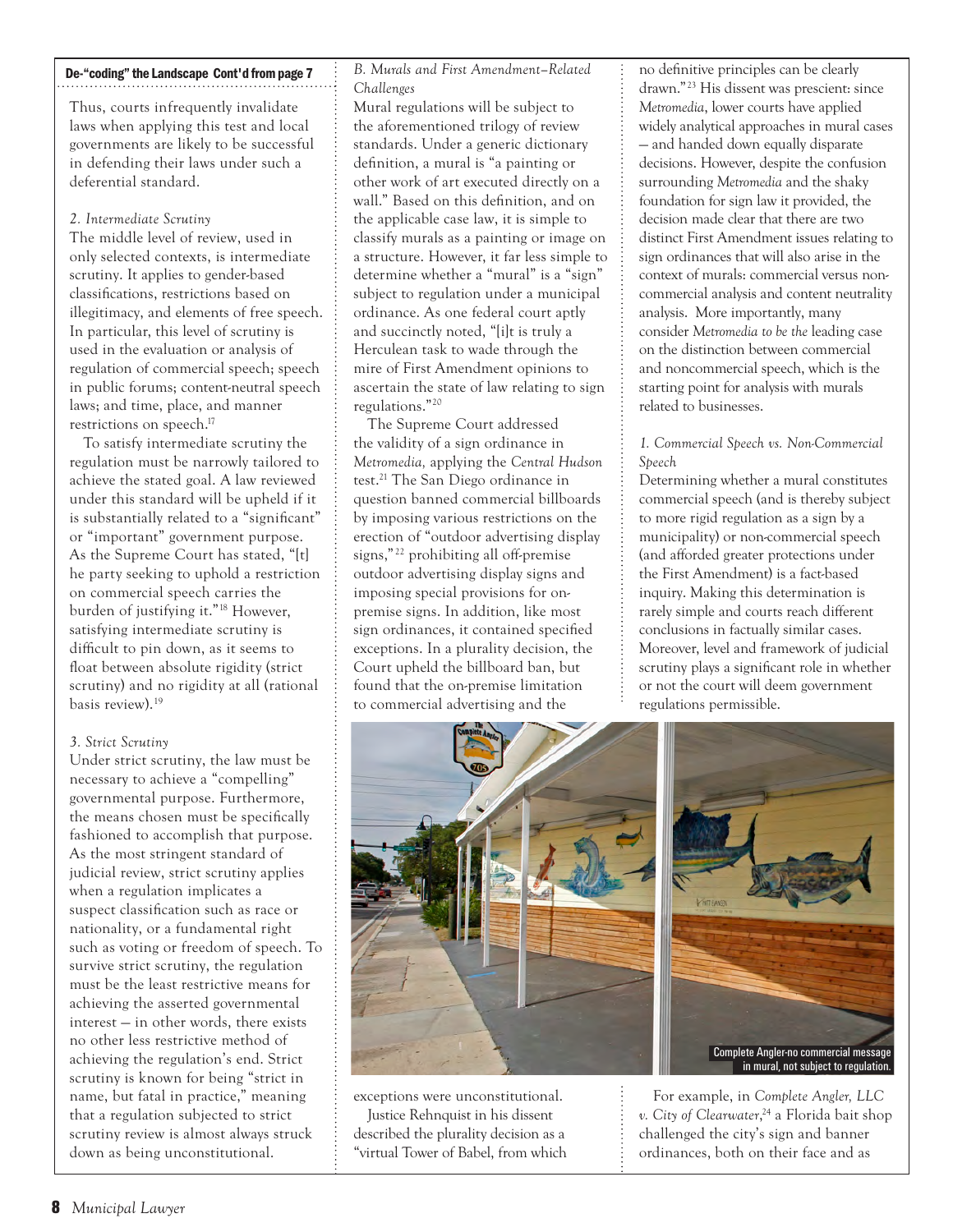De-“coding” the Landscape Cont'd from page 7

Thus, courts infrequently invalidate laws when applying this test and local governments are likely to be successful in defending their laws under such a deferential standard.

*2. Intermediate Scrutiny*

The middle level of review, used in only selected contexts, is intermediate scrutiny. It applies to gender-based classifications, restrictions based on illegitimacy, and elements of free speech. In particular, this level of scrutiny is used in the evaluation or analysis of regulation of commercial speech; speech in public forums; content-neutral speech laws; and time, place, and manner restrictions on speech.[17]

To satisfy intermediate scrutiny the regulation must be narrowly tailored to achieve the stated goal. A law reviewed under this standard will be upheld if it is substantially related to a “significant” or “important” government purpose. As the Supreme Court has stated, “[t]he party seeking to uphold a restriction on commercial speech carries the burden of justifying it.”[18] However, satisfying intermediate scrutiny is difficult to pin down, as it seems to float between absolute rigidity (strict scrutiny) and no rigidity at all (rational basis review).[19]

*3. Strict Scrutiny*

Under strict scrutiny, the law must be necessary to achieve a “compelling” governmental purpose. Furthermore, the means chosen must be specifically fashioned to accomplish that purpose. As the most stringent standard of judicial review, strict scrutiny applies when a regulation implicates a suspect classification such as race or nationality, or a fundamental right such as voting or freedom of speech. To survive strict scrutiny, the regulation must be the least restrictive means for achieving the asserted governmental interest — in other words, there exists no other less restrictive method of achieving the regulation’s end. Strict scrutiny is known for being “strict in name, but fatal in practice,” meaning that a regulation subjected to strict scrutiny review is almost always struck down as being unconstitutional.

*B. Murals and First Amendment–Related Challenges*

Mural regulations will be subject to the aforementioned trilogy of review standards. Under a generic dictionary definition, a mural is “a painting or other work of art executed directly on a wall.” Based on this definition, and on the applicable case law, it is simple to classify murals as a painting or image on a structure. However, it far less simple to determine whether a “mural” is a “sign” subject to regulation under a municipal ordinance. As one federal court aptly and succinctly noted, “[i]t is truly a Herculean task to wade through the mire of First Amendment opinions to ascertain the state of law relating to sign regulations.”[20]

The Supreme Court addressed the validity of a sign ordinance in *Metromedia,* applying the *Central Hudson* test.[21] The San Diego ordinance in question banned commercial billboards by imposing various restrictions on the erection of “outdoor advertising display signs,”[22] prohibiting all off-premise outdoor advertising display signs and imposing special provisions for on-premise signs. In addition, like most sign ordinances, it contained specified exceptions. In a plurality decision, the Court upheld the billboard ban, but found that the on-premise limitation to commercial advertising and the exceptions were unconstitutional.

Justice Rehnquist in his dissent described the plurality decision as a “virtual Tower of Babel, from which no definitive principles can be clearly drawn.”[23] His dissent was prescient: since *Metromedia*, lower courts have applied widely analytical approaches in mural cases — and handed down equally disparate decisions. However, despite the confusion surrounding *Metromedia* and the shaky foundation for sign law it provided, the decision made clear that there are two distinct First Amendment issues relating to sign ordinances that will also arise in the context of murals: commercial versus non-commercial analysis and content neutrality analysis. More importantly, many consider *Metromedia to be the* leading case on the distinction between commercial and noncommercial speech, which is the starting point for analysis with murals related to businesses.

*1. Commercial Speech vs. Non-Commercial Speech*

Determining whether a mural constitutes commercial speech (and is thereby subject to more rigid regulation as a sign by a municipality) or non-commercial speech (and afforded greater protections under the First Amendment) is a fact-based inquiry. Making this determination is rarely simple and courts reach different conclusions in factually similar cases. Moreover, level and framework of judicial scrutiny plays a significant role in whether or not the court will deem government regulations permissible.

Complete Angler-no commercial message in mural, not subject to regulation.

For example, in *Complete Angler, LLC v. City of Clearwater*,[24] a Florida bait shop challenged the city’s sign and banner ordinances, both on their face and as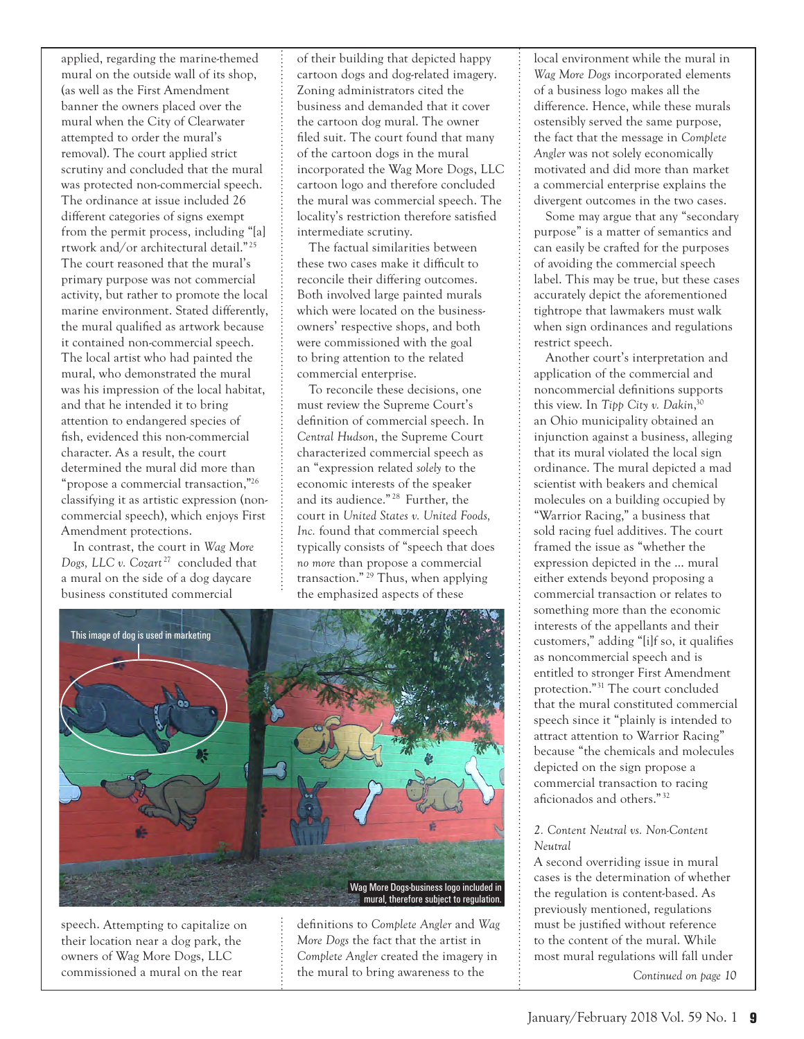applied, regarding the marine-themed mural on the outside wall of its shop, (as well as the First Amendment banner the owners placed over the mural when the City of Clearwater attempted to order the mural's removal). The court applied strict scrutiny and concluded that the mural was protected non-commercial speech. The ordinance at issue included 26 different categories of signs exempt from the permit process, including "[a]rtwork and/or architectural detail."[25] The court reasoned that the mural's primary purpose was not commercial activity, but rather to promote the local marine environment. Stated differently, the mural qualified as artwork because it contained non-commercial speech. The local artist who had painted the mural, who demonstrated the mural was his impression of the local habitat, and that he intended it to bring attention to endangered species of fish, evidenced this non-commercial character. As a result, the court determined the mural did more than "propose a commercial transaction,"[26] classifying it as artistic expression (non-commercial speech), which enjoys First Amendment protections.

In contrast, the court in *Wag More Dogs, LLC v. Cozart*[27] concluded that a mural on the side of a dog daycare business constituted commercial speech. Attempting to capitalize on their location near a dog park, the owners of Wag More Dogs, LLC commissioned a mural on the rear of their building that depicted happy cartoon dogs and dog-related imagery. Zoning administrators cited the business and demanded that it cover the cartoon dog mural. The owner filed suit. The court found that many of the cartoon dogs in the mural incorporated the Wag More Dogs, LLC cartoon logo and therefore concluded the mural was commercial speech. The locality's restriction therefore satisfied intermediate scrutiny.

The factual similarities between these two cases make it difficult to reconcile their differing outcomes. Both involved large painted murals which were located on the business-owners' respective shops, and both were commissioned with the goal to bring attention to the related commercial enterprise.

To reconcile these decisions, one must review the Supreme Court's definition of commercial speech. In *Central Hudson*, the Supreme Court characterized commercial speech as an "expression related *solely* to the economic interests of the speaker and its audience."[28] Further, the court in *United States v. United Foods, Inc.* found that commercial speech typically consists of "speech that does *no more* than propose a commercial transaction."[29] Thus, when applying the emphasized aspects of these definitions to *Complete Angler* and *Wag More Dogs* the fact that the artist in *Complete Angler* created the imagery in the mural to bring awareness to the local environment while the mural in *Wag More Dogs* incorporated elements of a business logo makes all the difference. Hence, while these murals ostensibly served the same purpose, the fact that the message in *Complete Angler* was not solely economically motivated and did more than market a commercial enterprise explains the divergent outcomes in the two cases.

This image of dog is used in marketing

Wag More Dogs-business logo included in mural, therefore subject to regulation.

Some may argue that any "secondary purpose" is a matter of semantics and can easily be crafted for the purposes of avoiding the commercial speech label. This may be true, but these cases accurately depict the aforementioned tightrope that lawmakers must walk when sign ordinances and regulations restrict speech.

Another court's interpretation and application of the commercial and noncommercial definitions supports this view. In *Tipp City v. Dakin*,[30] an Ohio municipality obtained an injunction against a business, alleging that its mural violated the local sign ordinance. The mural depicted a mad scientist with beakers and chemical molecules on a building occupied by "Warrior Racing," a business that sold racing fuel additives. The court framed the issue as "whether the expression depicted in the ... mural either extends beyond proposing a commercial transaction or relates to something more than the economic interests of the appellants and their customers," adding "[i]f so, it qualifies as noncommercial speech and is entitled to stronger First Amendment protection."[31] The court concluded that the mural constituted commercial speech since it "plainly is intended to attract attention to Warrior Racing" because "the chemicals and molecules depicted on the sign propose a commercial transaction to racing aficionados and others."[32]

### 2. *Content Neutral vs. Non-Content Neutral*

A second overriding issue in mural cases is the determination of whether the regulation is content-based. As previously mentioned, regulations must be justified without reference to the content of the mural. While most mural regulations will fall under

*Continued on page 10*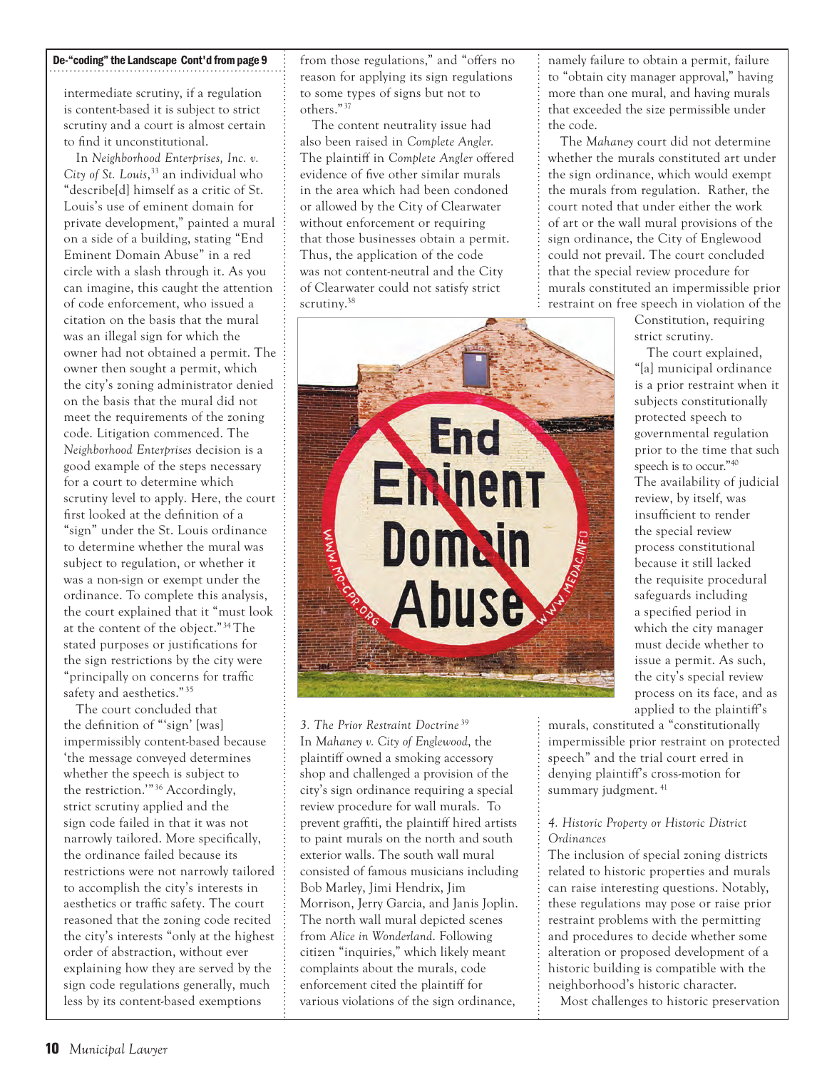**De-"coding" the Landscape Cont'd from page 9**

intermediate scrutiny, if a regulation is content-based it is subject to strict scrutiny and a court is almost certain to find it unconstitutional.

In *Neighborhood Enterprises, Inc. v. City of St. Louis*,[33] an individual who "describe[d] himself as a critic of St. Louis's use of eminent domain for private development," painted a mural on a side of a building, stating "End Eminent Domain Abuse" in a red circle with a slash through it. As you can imagine, this caught the attention of code enforcement, who issued a citation on the basis that the mural was an illegal sign for which the owner had not obtained a permit. The owner then sought a permit, which the city's zoning administrator denied on the basis that the mural did not meet the requirements of the zoning code. Litigation commenced. The *Neighborhood Enterprises* decision is a good example of the steps necessary for a court to determine which scrutiny level to apply. Here, the court first looked at the definition of a "sign" under the St. Louis ordinance to determine whether the mural was subject to regulation, or whether it was a non-sign or exempt under the ordinance. To complete this analysis, the court explained that it "must look at the content of the object."[34] The stated purposes or justifications for the sign restrictions by the city were "principally on concerns for traffic safety and aesthetics."[35]

The court concluded that the definition of "'sign' [was] impermissibly content-based because 'the message conveyed determines whether the speech is subject to the restriction.'"[36] Accordingly, strict scrutiny applied and the sign code failed in that it was not narrowly tailored. More specifically, the ordinance failed because its restrictions were not narrowly tailored to accomplish the city's interests in aesthetics or traffic safety. The court reasoned that the zoning code recited the city's interests "only at the highest order of abstraction, without ever explaining how they are served by the sign code regulations generally, much less by its content-based exemptions from those regulations," and "offers no reason for applying its sign regulations to some types of signs but not to others."[37]

The content neutrality issue had also been raised in *Complete Angler*. The plaintiff in *Complete Angler* offered evidence of five other similar murals in the area which had been condoned or allowed by the City of Clearwater without enforcement or requiring that those businesses obtain a permit. Thus, the application of the code was not content-neutral and the City of Clearwater could not satisfy strict scrutiny.[38]

*3. The Prior Restraint Doctrine*[39]

In *Mahaney v. City of Englewood*, the plaintiff owned a smoking accessory shop and challenged a provision of the city's sign ordinance requiring a special review procedure for wall murals. To prevent graffiti, the plaintiff hired artists to paint murals on the north and south exterior walls. The south wall mural consisted of famous musicians including Bob Marley, Jimi Hendrix, Jim Morrison, Jerry Garcia, and Janis Joplin. The north wall mural depicted scenes from *Alice in Wonderland*. Following citizen "inquiries," which likely meant complaints about the murals, code enforcement cited the plaintiff for various violations of the sign ordinance, namely failure to obtain a permit, failure to "obtain city manager approval," having more than one mural, and having murals that exceeded the size permissible under the code.

The *Mahaney* court did not determine whether the murals constituted art under the sign ordinance, which would exempt the murals from regulation. Rather, the court noted that under either the work of art or the wall mural provisions of the sign ordinance, the City of Englewood could not prevail. The court concluded that the special review procedure for murals constituted an impermissible prior restraint on free speech in violation of the Constitution, requiring strict scrutiny.

The court explained, "[a] municipal ordinance is a prior restraint when it subjects constitutionally protected speech to governmental regulation prior to the time that such speech is to occur."[40] The availability of judicial review, by itself, was insufficient to render the special review process constitutional because it still lacked the requisite procedural safeguards including a specified period in which the city manager must decide whether to issue a permit. As such, the city's special review process on its face, and as applied to the plaintiff's murals, constituted a "constitutionally impermissible prior restraint on protected speech" and the trial court erred in denying plaintiff's cross-motion for summary judgment.[41]

*4. Historic Property or Historic District Ordinances*

The inclusion of special zoning districts related to historic properties and murals can raise interesting questions. Notably, these regulations may pose or raise prior restraint problems with the permitting and procedures to decide whether some alteration or proposed development of a historic building is compatible with the neighborhood's historic character.

Most challenges to historic preservation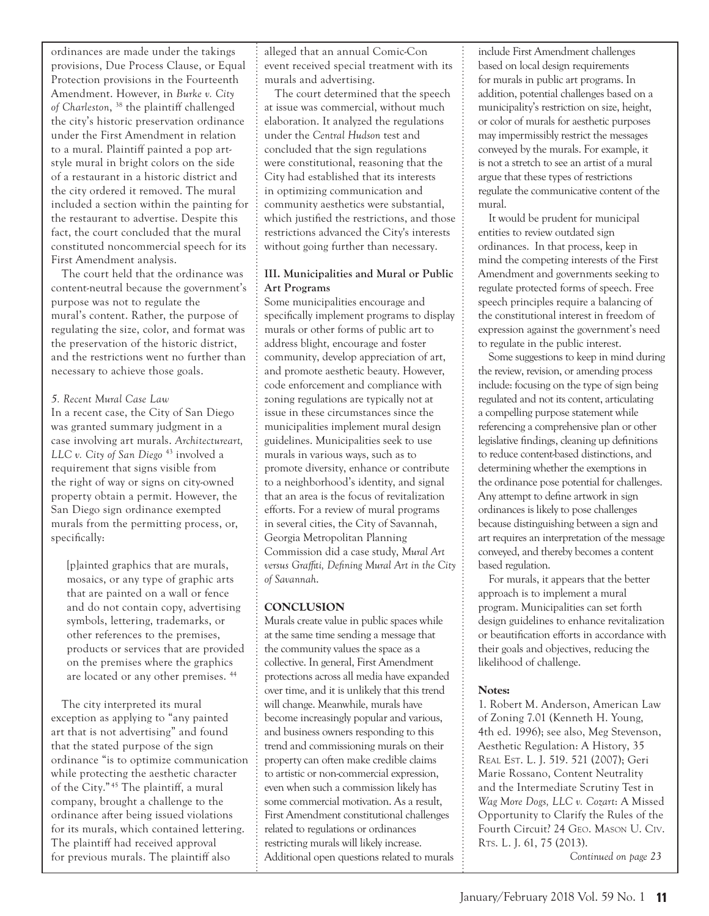ordinances are made under the takings provisions, Due Process Clause, or Equal Protection provisions in the Fourteenth Amendment. However, in *Burke v. City of Charleston*, [38] the plaintiff challenged the city's historic preservation ordinance under the First Amendment in relation to a mural. Plaintiff painted a pop art-style mural in bright colors on the side of a restaurant in a historic district and the city ordered it removed. The mural included a section within the painting for the restaurant to advertise. Despite this fact, the court concluded that the mural constituted noncommercial speech for its First Amendment analysis.

The court held that the ordinance was content-neutral because the government's purpose was not to regulate the mural's content. Rather, the purpose of regulating the size, color, and format was the preservation of the historic district, and the restrictions went no further than necessary to achieve those goals.

*5. Recent Mural Case Law*

In a recent case, the City of San Diego was granted summary judgment in a case involving art murals. *Architectureart, LLC v. City of San Diego* [43] involved a requirement that signs visible from the right of way or signs on city-owned property obtain a permit. However, the San Diego sign ordinance exempted murals from the permitting process, or, specifically:

> [p]ainted graphics that are murals, mosaics, or any type of graphic arts that are painted on a wall or fence and do not contain copy, advertising symbols, lettering, trademarks, or other references to the premises, products or services that are provided on the premises where the graphics are located or any other premises. [44]

The city interpreted its mural exception as applying to "any painted art that is not advertising" and found that the stated purpose of the sign ordinance "is to optimize communication while protecting the aesthetic character of the City." [45] The plaintiff, a mural company, brought a challenge to the ordinance after being issued violations for its murals, which contained lettering. The plaintiff had received approval for previous murals. The plaintiff also alleged that an annual Comic-Con event received special treatment with its murals and advertising.

The court determined that the speech at issue was commercial, without much elaboration. It analyzed the regulations under the *Central Hudson* test and concluded that the sign regulations were constitutional, reasoning that the City had established that its interests in optimizing communication and community aesthetics were substantial, which justified the restrictions, and those restrictions advanced the City's interests without going further than necessary.

**III. Municipalities and Mural or Public Art Programs**

Some municipalities encourage and specifically implement programs to display murals or other forms of public art to address blight, encourage and foster community, develop appreciation of art, and promote aesthetic beauty. However, code enforcement and compliance with zoning regulations are typically not at issue in these circumstances since the municipalities implement mural design guidelines. Municipalities seek to use murals in various ways, such as to promote diversity, enhance or contribute to a neighborhood's identity, and signal that an area is the focus of revitalization efforts. For a review of mural programs in several cities, the City of Savannah, Georgia Metropolitan Planning Commission did a case study, *Mural Art versus Graffiti, Defining Mural Art in the City of Savannah*.

## CONCLUSION

Murals create value in public spaces while at the same time sending a message that the community values the space as a collective. In general, First Amendment protections across all media have expanded over time, and it is unlikely that this trend will change. Meanwhile, murals have become increasingly popular and various, and business owners responding to this trend and commissioning murals on their property can often make credible claims to artistic or non-commercial expression, even when such a commission likely has some commercial motivation. As a result, First Amendment constitutional challenges related to regulations or ordinances restricting murals will likely increase. Additional open questions related to murals include First Amendment challenges based on local design requirements for murals in public art programs. In addition, potential challenges based on a municipality's restriction on size, height, or color of murals for aesthetic purposes may impermissibly restrict the messages conveyed by the murals. For example, it is not a stretch to see an artist of a mural argue that these types of restrictions regulate the communicative content of the mural.

It would be prudent for municipal entities to review outdated sign ordinances. In that process, keep in mind the competing interests of the First Amendment and governments seeking to regulate protected forms of speech. Free speech principles require a balancing of the constitutional interest in freedom of expression against the government's need to regulate in the public interest.

Some suggestions to keep in mind during the review, revision, or amending process include: focusing on the type of sign being regulated and not its content, articulating a compelling purpose statement while referencing a comprehensive plan or other legislative findings, cleaning up definitions to reduce content-based distinctions, and determining whether the exemptions in the ordinance pose potential for challenges. Any attempt to define artwork in sign ordinances is likely to pose challenges because distinguishing between a sign and art requires an interpretation of the message conveyed, and thereby becomes a content based regulation.

For murals, it appears that the better approach is to implement a mural program. Municipalities can set forth design guidelines to enhance revitalization or beautification efforts in accordance with their goals and objectives, reducing the likelihood of challenge.

**Notes:**

1. Robert M. Anderson, American Law of Zoning 7.01 (Kenneth H. Young, 4th ed. 1996); see also, Meg Stevenson, Aesthetic Regulation: A History, 35 Real Est. L. J. 519. 521 (2007); Geri Marie Rossano, Content Neutrality and the Intermediate Scrutiny Test in *Wag More Dogs, LLC v. Cozart*: A Missed Opportunity to Clarify the Rules of the Fourth Circuit? 24 Geo. Mason U. Civ. Rts. L. J. 61, 75 (2013).

*Continued on page 23*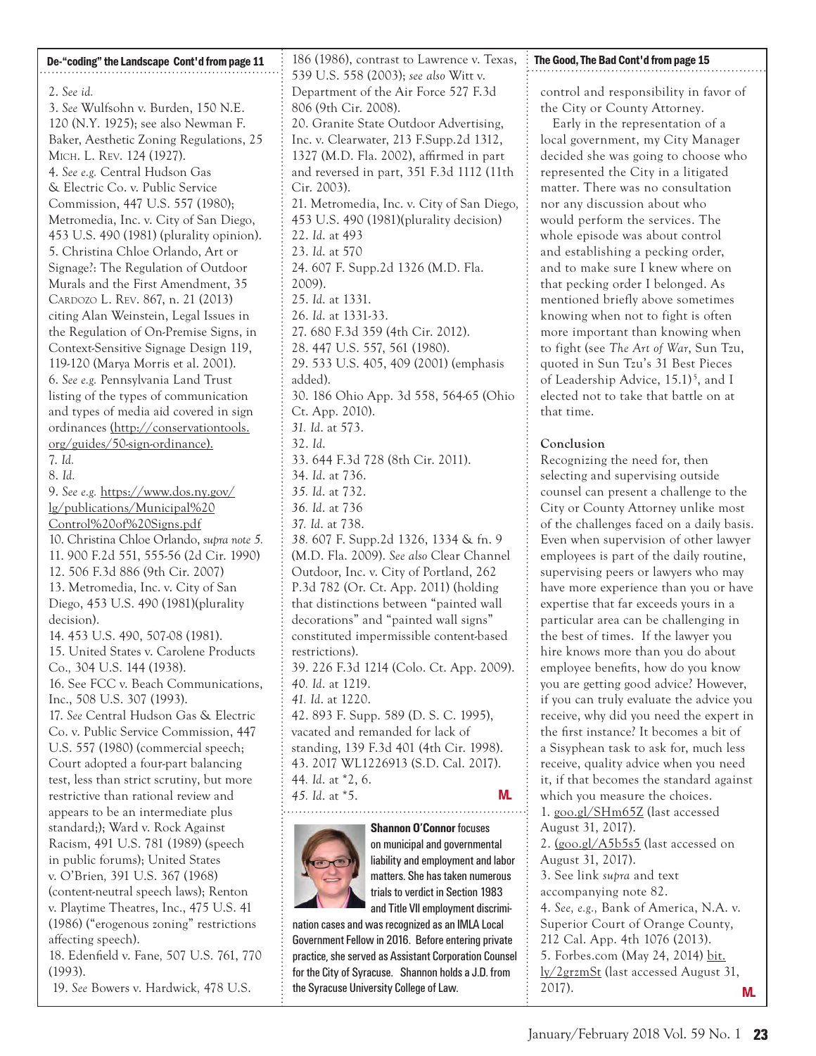**De-"coding" the Landscape Cont'd from page 11**

2. *See id.*
3. *See* Wulfsohn v. Burden, 150 N.E. 120 (N.Y. 1925); see also Newman F. Baker, Aesthetic Zoning Regulations, 25 Mich. L. Rev. 124 (1927).
4. *See e.g.* Central Hudson Gas & Electric Co. v. Public Service Commission, 447 U.S. 557 (1980); Metromedia, Inc. v. City of San Diego, 453 U.S. 490 (1981) (plurality opinion).
5. Christina Chloe Orlando, Art or Signage?: The Regulation of Outdoor Murals and the First Amendment, 35 Cardozo L. Rev. 867, n. 21 (2013) citing Alan Weinstein, Legal Issues in the Regulation of On-Premise Signs, in Context-Sensitive Signage Design 119, 119-120 (Marya Morris et al. 2001).
6. *See e.g.* Pennsylvania Land Trust listing of the types of communication and types of media aid covered in sign ordinances (http://conservationtools.org/guides/50-sign-ordinance).
7. *Id.*
8. *Id.*
9. *See e.g.* https://www.dos.ny.gov/lg/publications/Municipal%20Control%20of%20Signs.pdf
10. Christina Chloe Orlando, *supra note 5.*
11. 900 F.2d 551, 555-56 (2d Cir. 1990)
12. 506 F.3d 886 (9th Cir. 2007)
13. Metromedia, Inc. v. City of San Diego, 453 U.S. 490 (1981)(plurality decision).
14. 453 U.S. 490, 507-08 (1981).
15. United States v. Carolene Products Co., 304 U.S. 144 (1938).
16. See FCC v. Beach Communications, Inc., 508 U.S. 307 (1993).
17. *See* Central Hudson Gas & Electric Co. v. Public Service Commission, 447 U.S. 557 (1980) (commercial speech; Court adopted a four-part balancing test, less than strict scrutiny, but more restrictive than rational review and appears to be an intermediate plus standard;); Ward v. Rock Against Racism, 491 U.S. 781 (1989) (speech in public forums); United States v. O'Brien, 391 U.S. 367 (1968) (content-neutral speech laws); Renton v. Playtime Theatres, Inc., 475 U.S. 41 (1986) ("erogenous zoning" restrictions affecting speech).
18. Edenfield v. Fane, 507 U.S. 761, 770 (1993).
19. *See* Bowers v. Hardwick, 478 U.S. 186 (1986), contrast to Lawrence v. Texas, 539 U.S. 558 (2003); *see also* Witt v. Department of the Air Force 527 F.3d 806 (9th Cir. 2008).
20. Granite State Outdoor Advertising, Inc. v. Clearwater, 213 F.Supp.2d 1312, 1327 (M.D. Fla. 2002), affirmed in part and reversed in part, 351 F.3d 1112 (11th Cir. 2003).
21. Metromedia, Inc. v. City of San Diego, 453 U.S. 490 (1981)(plurality decision)
22. *Id.* at 493
23. *Id.* at 570
24. 607 F. Supp.2d 1326 (M.D. Fla. 2009).
25. *Id.* at 1331.
26. *Id.* at 1331-33.
27. 680 F.3d 359 (4th Cir. 2012).
28. 447 U.S. 557, 561 (1980).
29. 533 U.S. 405, 409 (2001) (emphasis added).
30. 186 Ohio App. 3d 558, 564-65 (Ohio Ct. App. 2010).
31. *Id.* at 573.
32. *Id.*
33. 644 F.3d 728 (8th Cir. 2011).
34. *Id.* at 736.
35. *Id.* at 732.
36. *Id.* at 736
37. *Id.* at 738.
38. 607 F. Supp.2d 1326, 1334 & fn. 9 (M.D. Fla. 2009). *See also* Clear Channel Outdoor, Inc. v. City of Portland, 262 P.3d 782 (Or. Ct. App. 2011) (holding that distinctions between "painted wall decorations" and "painted wall signs" constituted impermissible content-based restrictions).
39. 226 F.3d 1214 (Colo. Ct. App. 2009).
40. *Id.* at 1219.
41. *Id.* at 1220.
42. 893 F. Supp. 589 (D. S. C. 1995), vacated and remanded for lack of standing, 139 F.3d 401 (4th Cir. 1998).
43. 2017 WL1226913 (S.D. Cal. 2017).
44. *Id.* at *2, 6.
45. *Id.* at *5.

**Shannon O'Connor** focuses on municipal and governmental liability and employment and labor matters. She has taken numerous trials to verdict in Section 1983 and Title VII employment discrimination cases and was recognized as an IMLA Local Government Fellow in 2016. Before entering private practice, she served as Assistant Corporation Counsel for the City of Syracuse. Shannon holds a J.D. from the Syracuse University College of Law.

**The Good, The Bad Cont'd from page 15**

control and responsibility in favor of the City or County Attorney.

Early in the representation of a local government, my City Manager decided she was going to choose who represented the City in a litigated matter. There was no consultation nor any discussion about who would perform the services. The whole episode was about control and establishing a pecking order, and to make sure I knew where on that pecking order I belonged. As mentioned briefly above sometimes knowing when not to fight is often more important than knowing when to fight (see *The Art of War*, Sun Tzu, quoted in Sun Tzu's 31 Best Pieces of Leadership Advice, 15.1)[5], and I elected not to take that battle on at that time.

**Conclusion**

Recognizing the need for, then selecting and supervising outside counsel can present a challenge to the City or County Attorney unlike most of the challenges faced on a daily basis. Even when supervision of other lawyer employees is part of the daily routine, supervising peers or lawyers who may have more experience than you or have expertise that far exceeds yours in a particular area can be challenging in the best of times. If the lawyer you hire knows more than you do about employee benefits, how do you know you are getting good advice? However, if you can truly evaluate the advice you receive, why did you need the expert in the first instance? It becomes a bit of a Sisyphean task to ask for, much less receive, quality advice when you need it, if that becomes the standard against which you measure the choices.

1. goo.gl/SHm65Z (last accessed August 31, 2017).
2. (goo.gl/A5b5s5 (last accessed on August 31, 2017).
3. See link *supra* and text accompanying note 82.
4. *See, e.g.,* Bank of America, N.A. v. Superior Court of Orange County, 212 Cal. App. 4th 1076 (2013).
5. Forbes.com (May 24, 2014) bit.ly/2grzmSt (last accessed August 31, 2017).